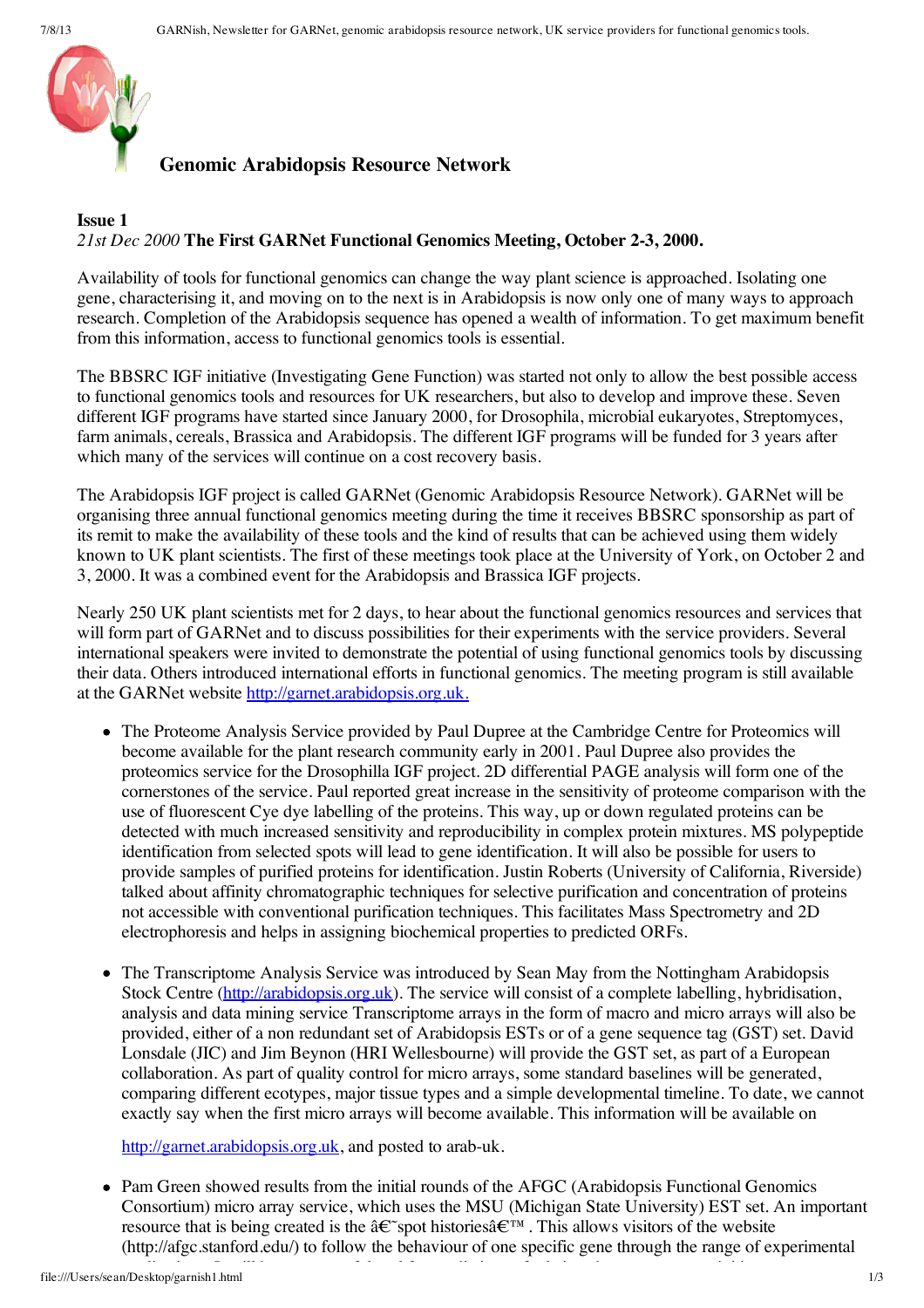# Genomic Arabidopsis Resource Network

**Issue 1**

*21st Dec 2000* **The First GARNet Functional Genomics Meeting, October 2-3, 2000.**

Availability of tools for functional genomics can change the way plant science is approached. Isolating one gene, characterising it, and moving on to the next is in Arabidopsis is now only one of many ways to approach research. Completion of the Arabidopsis sequence has opened a wealth of information. To get maximum benefit from this information, access to functional genomics tools is essential.

The BBSRC IGF initiative (Investigating Gene Function) was started not only to allow the best possible access to functional genomics tools and resources for UK researchers, but also to develop and improve these. Seven different IGF programs have started since January 2000, for Drosophila, microbial eukaryotes, Streptomyces, farm animals, cereals, Brassica and Arabidopsis. The different IGF programs will be funded for 3 years after which many of the services will continue on a cost recovery basis.

The Arabidopsis IGF project is called GARNet (Genomic Arabidopsis Resource Network). GARNet will be organising three annual functional genomics meeting during the time it receives BBSRC sponsorship as part of its remit to make the availability of these tools and the kind of results that can be achieved using them widely known to UK plant scientists. The first of these meetings took place at the University of York, on October 2 and 3, 2000. It was a combined event for the Arabidopsis and Brassica IGF projects.

Nearly 250 UK plant scientists met for 2 days, to hear about the functional genomics resources and services that will form part of GARNet and to discuss possibilities for their experiments with the service providers. Several international speakers were invited to demonstrate the potential of using functional genomics tools by discussing their data. Others introduced international efforts in functional genomics. The meeting program is still available at the GARNet website http://garnet.arabidopsis.org.uk.

- The Proteome Analysis Service provided by Paul Dupree at the Cambridge Centre for Proteomics will become available for the plant research community early in 2001. Paul Dupree also provides the proteomics service for the Drosophilla IGF project. 2D differential PAGE analysis will form one of the cornerstones of the service. Paul reported great increase in the sensitivity of proteome comparison with the use of fluorescent Cye dye labelling of the proteins. This way, up or down regulated proteins can be detected with much increased sensitivity and reproducibility in complex protein mixtures. MS polypeptide identification from selected spots will lead to gene identification. It will also be possible for users to provide samples of purified proteins for identification. Justin Roberts (University of California, Riverside) talked about affinity chromatographic techniques for selective purification and concentration of proteins not accessible with conventional purification techniques. This facilitates Mass Spectrometry and 2D electrophoresis and helps in assigning biochemical properties to predicted ORFs.

- The Transcriptome Analysis Service was introduced by Sean May from the Nottingham Arabidopsis Stock Centre (http://arabidopsis.org.uk). The service will consist of a complete labelling, hybridisation, analysis and data mining service Transcriptome arrays in the form of macro and micro arrays will also be provided, either of a non redundant set of Arabidopsis ESTs or of a gene sequence tag (GST) set. David Lonsdale (JIC) and Jim Beynon (HRI Wellesbourne) will provide the GST set, as part of a European collaboration. As part of quality control for micro arrays, some standard baselines will be generated, comparing different ecotypes, major tissue types and a simple developmental timeline. To date, we cannot exactly say when the first micro arrays will become available. This information will be available on

  http://garnet.arabidopsis.org.uk, and posted to arab-uk.

- Pam Green showed results from the initial rounds of the AFGC (Arabidopsis Functional Genomics Consortium) micro array service, which uses the MSU (Michigan State University) EST set. An important resource that is being created is the â€˜spot historiesâ€™ . This allows visitors of the website (http://afgc.stanford.edu/) to follow the behaviour of one specific gene through the range of experimental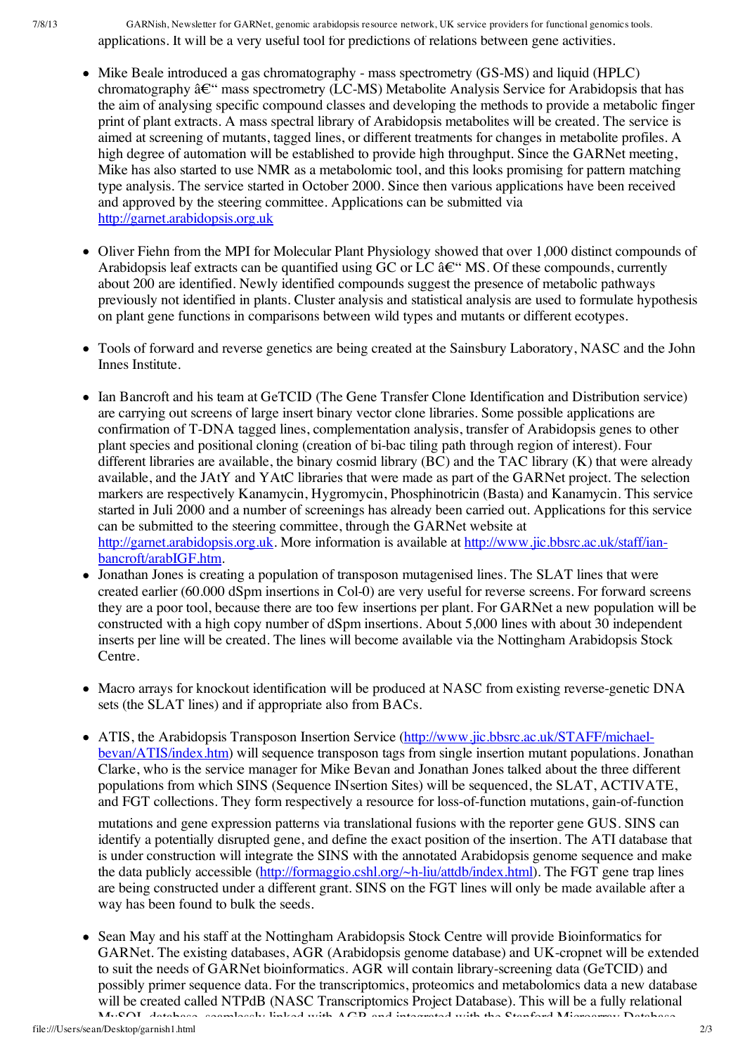applications. It will be a very useful tool for predictions of relations between gene activities.

- Mike Beale introduced a gas chromatography - mass spectrometry (GS-MS) and liquid (HPLC) chromatography â€" mass spectrometry (LC-MS) Metabolite Analysis Service for Arabidopsis that has the aim of analysing specific compound classes and developing the methods to provide a metabolic finger print of plant extracts. A mass spectral library of Arabidopsis metabolites will be created. The service is aimed at screening of mutants, tagged lines, or different treatments for changes in metabolite profiles. A high degree of automation will be established to provide high throughput. Since the GARNet meeting, Mike has also started to use NMR as a metabolomic tool, and this looks promising for pattern matching type analysis. The service started in October 2000. Since then various applications have been received and approved by the steering committee. Applications can be submitted via [http://garnet.arabidopsis.org.uk](http://garnet.arabidopsis.org.uk)

- Oliver Fiehn from the MPI for Molecular Plant Physiology showed that over 1,000 distinct compounds of Arabidopsis leaf extracts can be quantified using GC or LC â€" MS. Of these compounds, currently about 200 are identified. Newly identified compounds suggest the presence of metabolic pathways previously not identified in plants. Cluster analysis and statistical analysis are used to formulate hypothesis on plant gene functions in comparisons between wild types and mutants or different ecotypes.

- Tools of forward and reverse genetics are being created at the Sainsbury Laboratory, NASC and the John Innes Institute.

- Ian Bancroft and his team at GeTCID (The Gene Transfer Clone Identification and Distribution service) are carrying out screens of large insert binary vector clone libraries. Some possible applications are confirmation of T-DNA tagged lines, complementation analysis, transfer of Arabidopsis genes to other plant species and positional cloning (creation of bi-bac tiling path through region of interest). Four different libraries are available, the binary cosmid library (BC) and the TAC library (K) that were already available, and the JAtY and YAtC libraries that were made as part of the GARNet project. The selection markers are respectively Kanamycin, Hygromycin, Phosphinotricin (Basta) and Kanamycin. This service started in Juli 2000 and a number of screenings has already been carried out. Applications for this service can be submitted to the steering committee, through the GARNet website at [http://garnet.arabidopsis.org.uk](http://garnet.arabidopsis.org.uk). More information is available at [http://www.jic.bbsrc.ac.uk/staff/ian-bancroft/arabIGF.htm](http://www.jic.bbsrc.ac.uk/staff/ian-bancroft/arabIGF.htm).
- Jonathan Jones is creating a population of transposon mutagenised lines. The SLAT lines that were created earlier (60.000 dSpm insertions in Col-0) are very useful for reverse screens. For forward screens they are a poor tool, because there are too few insertions per plant. For GARNet a new population will be constructed with a high copy number of dSpm insertions. About 5,000 lines with about 30 independent inserts per line will be created. The lines will become available via the Nottingham Arabidopsis Stock Centre.

- Macro arrays for knockout identification will be produced at NASC from existing reverse-genetic DNA sets (the SLAT lines) and if appropriate also from BACs.

- ATIS, the Arabidopsis Transposon Insertion Service ([http://www.jic.bbsrc.ac.uk/STAFF/michael-bevan/ATIS/index.htm](http://www.jic.bbsrc.ac.uk/STAFF/michael-bevan/ATIS/index.htm)) will sequence transposon tags from single insertion mutant populations. Jonathan Clarke, who is the service manager for Mike Bevan and Jonathan Jones talked about the three different populations from which SINS (Sequence INsertion Sites) will be sequenced, the SLAT, ACTIVATE, and FGT collections. They form respectively a resource for loss-of-function mutations, gain-of-function mutations and gene expression patterns via translational fusions with the reporter gene GUS. SINS can identify a potentially disrupted gene, and define the exact position of the insertion. The ATI database that is under construction will integrate the SINS with the annotated Arabidopsis genome sequence and make the data publicly accessible ([http://formaggio.cshl.org/~h-liu/attdb/index.html](http://formaggio.cshl.org/~h-liu/attdb/index.html)). The FGT gene trap lines are being constructed under a different grant. SINS on the FGT lines will only be made available after a way has been found to bulk the seeds.

- Sean May and his staff at the Nottingham Arabidopsis Stock Centre will provide Bioinformatics for GARNet. The existing databases, AGR (Arabidopsis genome database) and UK-cropnet will be extended to suit the needs of GARNet bioinformatics. AGR will contain library-screening data (GeTCID) and possibly primer sequence data. For the transcriptomics, proteomics and metabolomics data a new database will be created called NTPdB (NASC Transcriptomics Project Database). This will be a fully relational MySQL database, seamlessly linked with AGR and integrated with the Stanford Microarray Database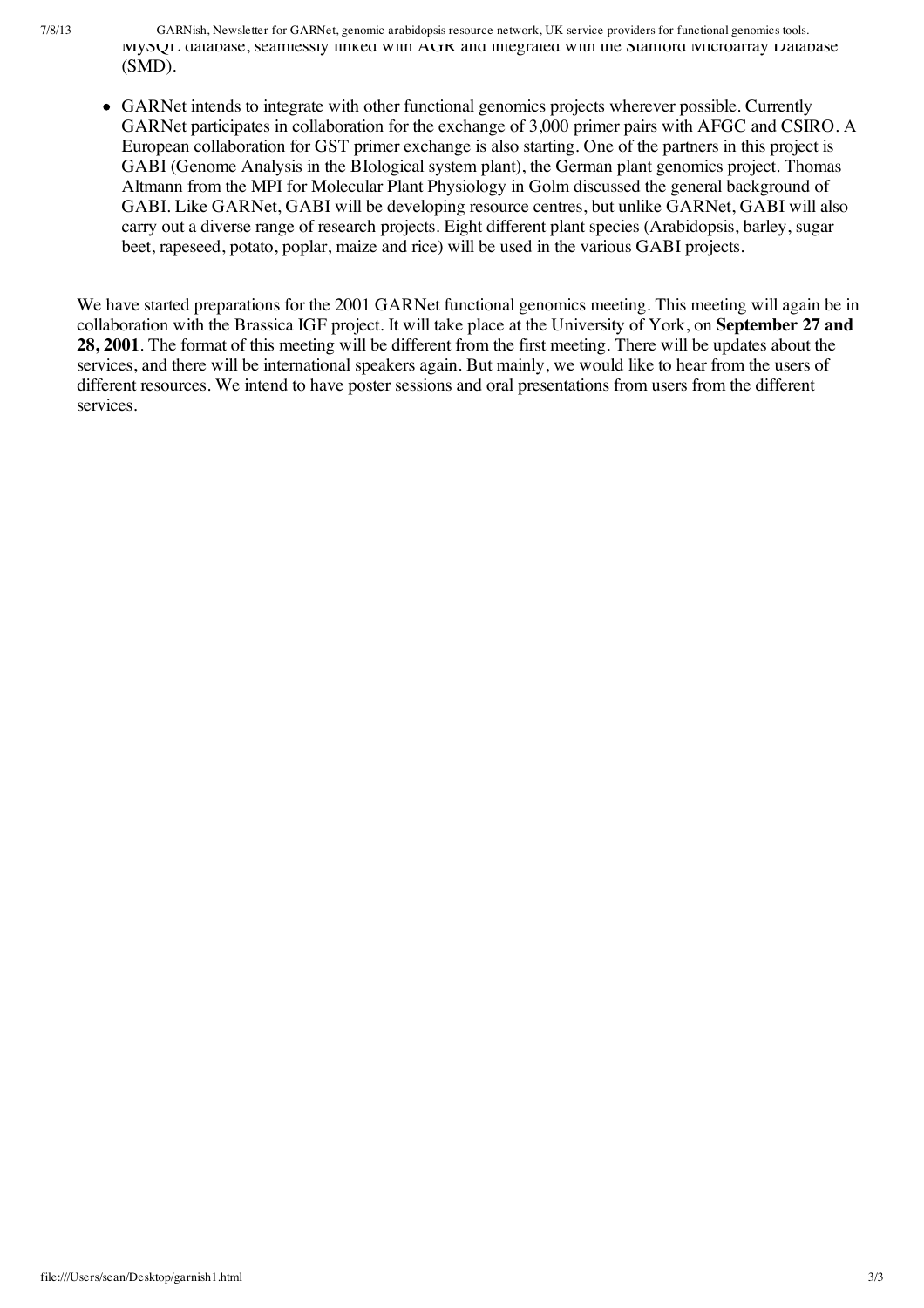MySQL database, seamlessly linked with AGR and integrated with the Stanford Microarray Database (SMD).

- GARNet intends to integrate with other functional genomics projects wherever possible. Currently GARNet participates in collaboration for the exchange of 3,000 primer pairs with AFGC and CSIRO. A European collaboration for GST primer exchange is also starting. One of the partners in this project is GABI (Genome Analysis in the BIological system plant), the German plant genomics project. Thomas Altmann from the MPI for Molecular Plant Physiology in Golm discussed the general background of GABI. Like GARNet, GABI will be developing resource centres, but unlike GARNet, GABI will also carry out a diverse range of research projects. Eight different plant species (Arabidopsis, barley, sugar beet, rapeseed, potato, poplar, maize and rice) will be used in the various GABI projects.

We have started preparations for the 2001 GARNet functional genomics meeting. This meeting will again be in collaboration with the Brassica IGF project. It will take place at the University of York, on **September 27 and 28, 2001**. The format of this meeting will be different from the first meeting. There will be updates about the services, and there will be international speakers again. But mainly, we would like to hear from the users of different resources. We intend to have poster sessions and oral presentations from users from the different services.